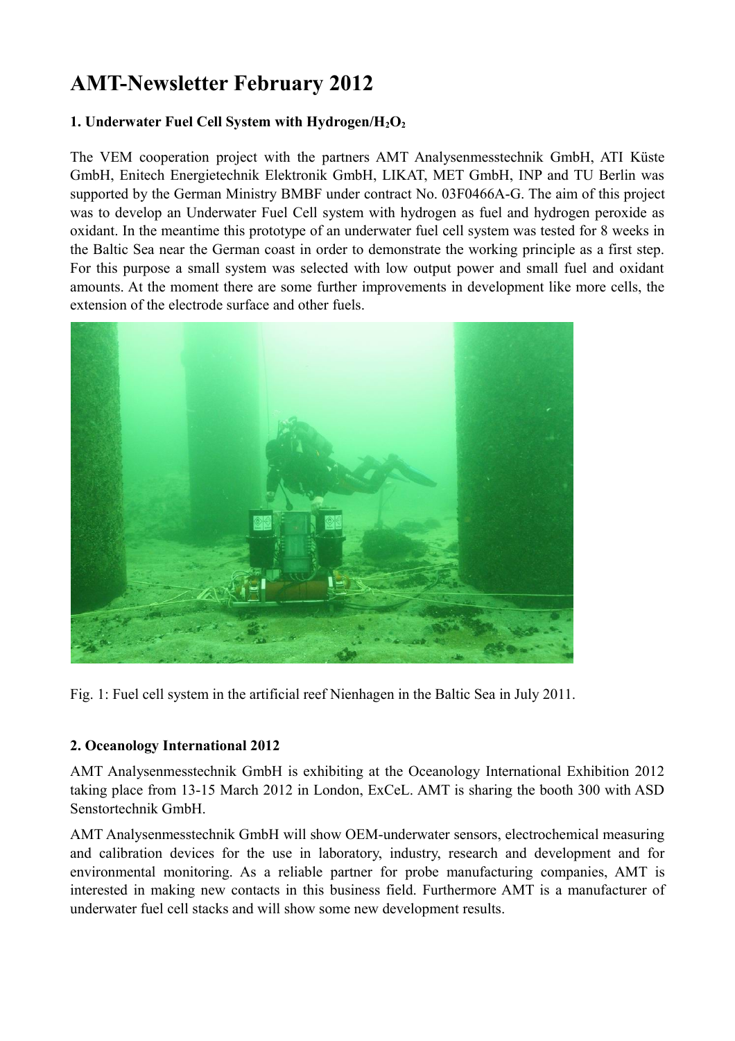# AMT-Newsletter February 2012

### 1. Underwater Fuel Cell System with Hydrogen/$H_2O_2$

The VEM cooperation project with the partners AMT Analysenmesstechnik GmbH, ATI Küste GmbH, Enitech Energietechnik Elektronik GmbH, LIKAT, MET GmbH, INP and TU Berlin was supported by the German Ministry BMBF under contract No. 03F0466A-G. The aim of this project was to develop an Underwater Fuel Cell system with hydrogen as fuel and hydrogen peroxide as oxidant. In the meantime this prototype of an underwater fuel cell system was tested for 8 weeks in the Baltic Sea near the German coast in order to demonstrate the working principle as a first step. For this purpose a small system was selected with low output power and small fuel and oxidant amounts. At the moment there are some further improvements in development like more cells, the extension of the electrode surface and other fuels.

Fig. 1: Fuel cell system in the artificial reef Nienhagen in the Baltic Sea in July 2011.

### 2. Oceanology International 2012

AMT Analysenmesstechnik GmbH is exhibiting at the Oceanology International Exhibition 2012 taking place from 13-15 March 2012 in London, ExCeL. AMT is sharing the booth 300 with ASD Senstortechnik GmbH.

AMT Analysenmesstechnik GmbH will show OEM-underwater sensors, electrochemical measuring and calibration devices for the use in laboratory, industry, research and development and for environmental monitoring. As a reliable partner for probe manufacturing companies, AMT is interested in making new contacts in this business field. Furthermore AMT is a manufacturer of underwater fuel cell stacks and will show some new development results.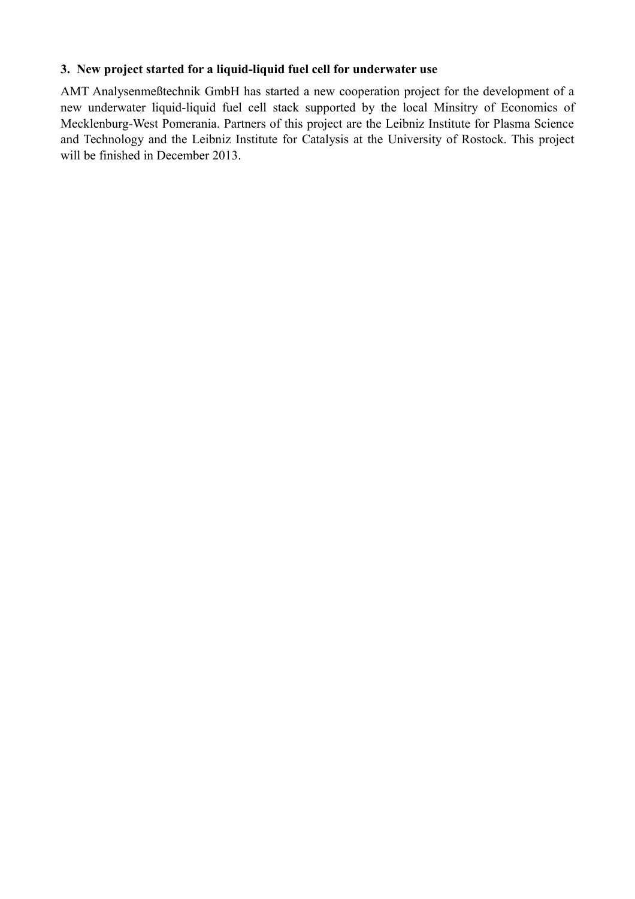### 3. New project started for a liquid-liquid fuel cell for underwater use

AMT Analysenmeßtechnik GmbH has started a new cooperation project for the development of a new underwater liquid-liquid fuel cell stack supported by the local Minsitry of Economics of Mecklenburg-West Pomerania. Partners of this project are the Leibniz Institute for Plasma Science and Technology and the Leibniz Institute for Catalysis at the University of Rostock. This project will be finished in December 2013.